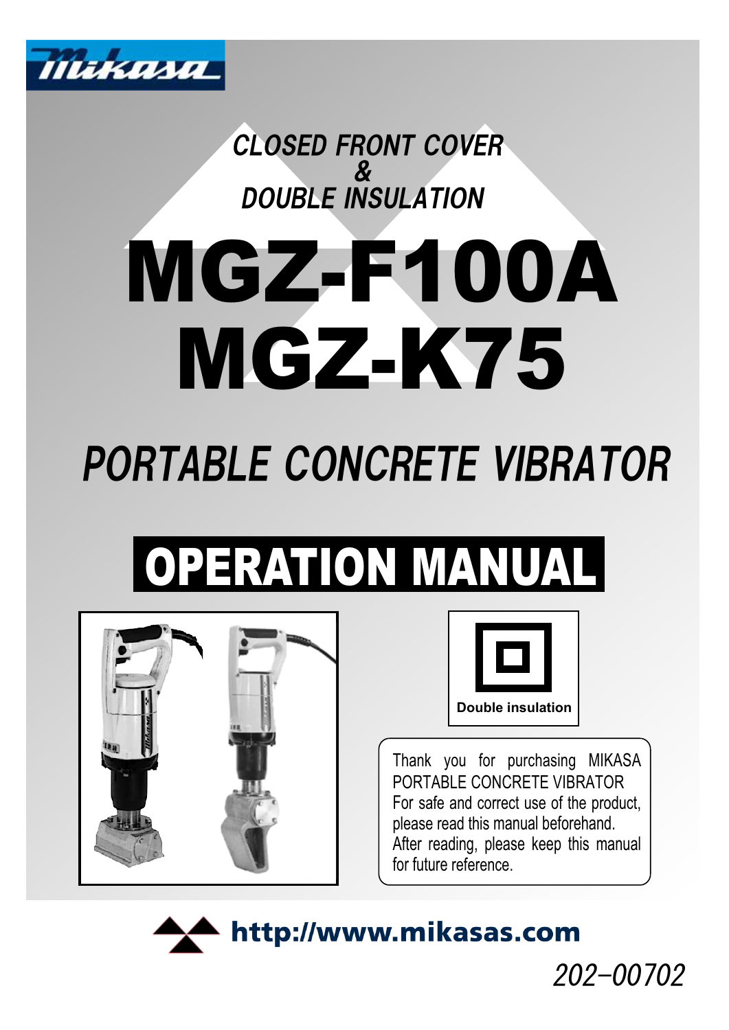Mikasa

*CLOSED FRONT COVER*
*&*
*DOUBLE INSULATION*

# MGZ-F100A
# MGZ-K75

## *PORTABLE CONCRETE VIBRATOR*

## OPERATION MANUAL

Double insulation

Thank you for purchasing MIKASA PORTABLE CONCRETE VIBRATOR
For safe and correct use of the product, please read this manual beforehand.
After reading, please keep this manual for future reference.

**http://www.mikasas.com**

*202-00702*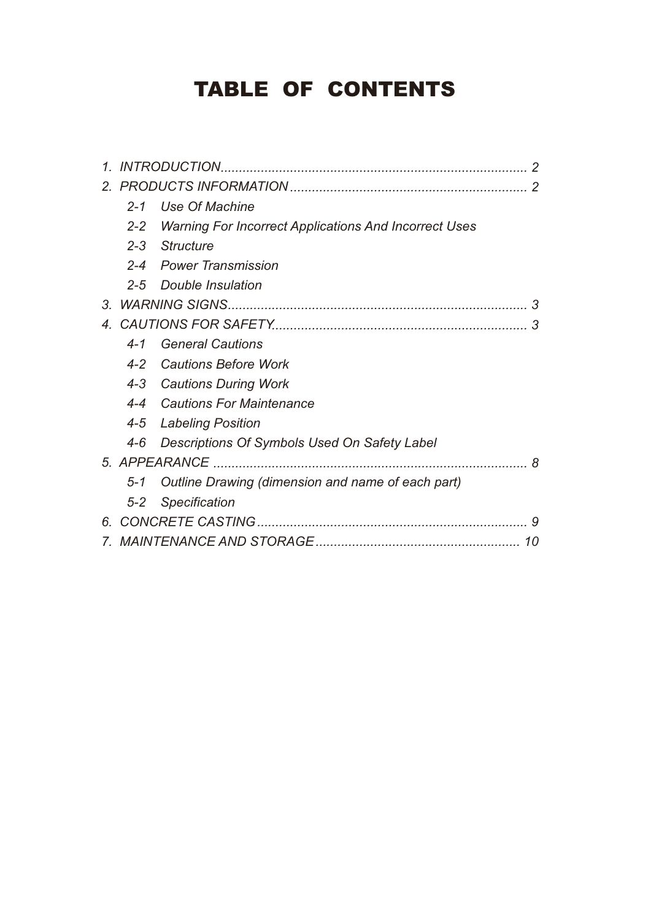# TABLE OF CONTENTS

*1. INTRODUCTION ........................................................................................ 2*

*2. PRODUCTS INFORMATION ................................................................ 2*

- *2-1 Use Of Machine*
- *2-2 Warning For Incorrect Applications And Incorrect Uses*
- *2-3 Structure*
- *2-4 Power Transmission*
- *2-5 Double Insulation*

*3. WARNING SIGNS ................................................................................ 3*

*4. CAUTIONS FOR SAFETY .................................................................... 3*

- *4-1 General Cautions*
- *4-2 Cautions Before Work*
- *4-3 Cautions During Work*
- *4-4 Cautions For Maintenance*
- *4-5 Labeling Position*
- *4-6 Descriptions Of Symbols Used On Safety Label*

*5. APPEARANCE ..................................................................................... 8*

- *5-1 Outline Drawing (dimension and name of each part)*
- *5-2 Specification*

*6. CONCRETE CASTING ........................................................................ 9*

*7. MAINTENANCE AND STORAGE ....................................................... 10*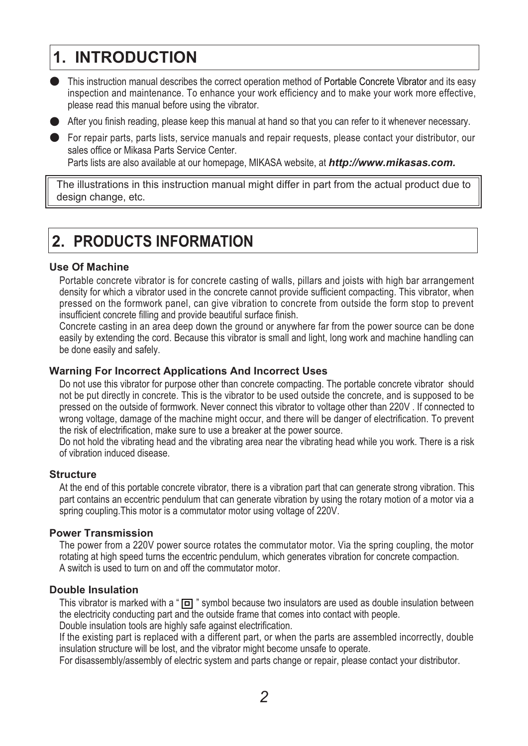# 1. INTRODUCTION

- This instruction manual describes the correct operation method of Portable Concrete Vibrator and its easy inspection and maintenance. To enhance your work efficiency and to make your work more effective, please read this manual before using the vibrator.
- After you finish reading, please keep this manual at hand so that you can refer to it whenever necessary.
- For repair parts, parts lists, service manuals and repair requests, please contact your distributor, our sales office or Mikasa Parts Service Center.
  Parts lists are also available at our homepage, MIKASA website, at ***http://www.mikasas.com.***

> The illustrations in this instruction manual might differ in part from the actual product due to design change, etc.

# 2. PRODUCTS INFORMATION

### Use Of Machine

Portable concrete vibrator is for concrete casting of walls, pillars and joists with high bar arrangement density for which a vibrator used in the concrete cannot provide sufficient compacting. This vibrator, when pressed on the formwork panel, can give vibration to concrete from outside the form stop to prevent insufficient concrete filling and provide beautiful surface finish.

Concrete casting in an area deep down the ground or anywhere far from the power source can be done easily by extending the cord. Because this vibrator is small and light, long work and machine handling can be done easily and safely.

### Warning For Incorrect Applications And Incorrect Uses

Do not use this vibrator for purpose other than concrete compacting. The portable concrete vibrator should not be put directly in concrete. This is the vibrator to be used outside the concrete, and is supposed to be pressed on the outside of formwork. Never connect this vibrator to voltage other than 220V . If connected to wrong voltage, damage of the machine might occur, and there will be danger of electrification. To prevent the risk of electrification, make sure to use a breaker at the power source.

Do not hold the vibrating head and the vibrating area near the vibrating head while you work. There is a risk of vibration induced disease.

### Structure

At the end of this portable concrete vibrator, there is a vibration part that can generate strong vibration. This part contains an eccentric pendulum that can generate vibration by using the rotary motion of a motor via a spring coupling.This motor is a commutator motor using voltage of 220V.

### Power Transmission

The power from a 220V power source rotates the commutator motor. Via the spring coupling, the motor rotating at high speed turns the eccentric pendulum, which generates vibration for concrete compaction.
A switch is used to turn on and off the commutator motor.

### Double Insulation

This vibrator is marked with a " ⧈ " symbol because two insulators are used as double insulation between the electricity conducting part and the outside frame that comes into contact with people.

Double insulation tools are highly safe against electrification.

If the existing part is replaced with a different part, or when the parts are assembled incorrectly, double insulation structure will be lost, and the vibrator might become unsafe to operate.

For disassembly/assembly of electric system and parts change or repair, please contact your distributor.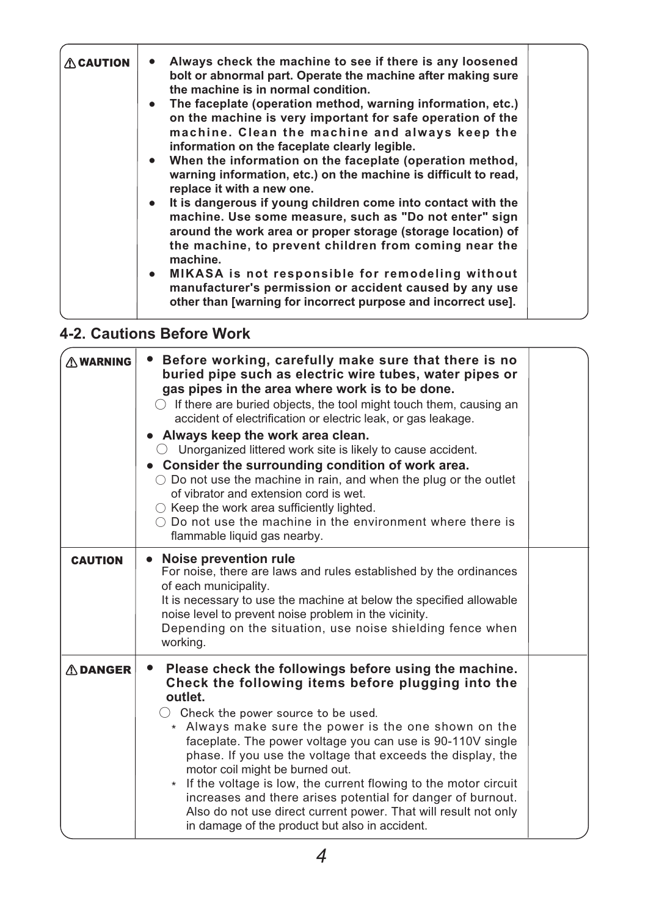| | | |
|---|---|---|
| ⚠CAUTION | • **Always check the machine to see if there is any loosened bolt or abnormal part. Operate the machine after making sure the machine is in normal condition.**<br>• **The faceplate (operation method, warning information, etc.) on the machine is very important for safe operation of the machine. Clean the machine and always keep the information on the faceplate clearly legible.**<br>• **When the information on the faceplate (operation method, warning information, etc.) on the machine is difficult to read, replace it with a new one.**<br>• **It is dangerous if young children come into contact with the machine. Use some measure, such as "Do not enter" sign around the work area or proper storage (storage location) of the machine, to prevent children from coming near the machine.**<br>• **MIKASA is not responsible for remodeling without manufacturer's permission or accident caused by any use other than [warning for incorrect purpose and incorrect use].** | |

## 4-2. Cautions Before Work

| | | |
|---|---|---|
| ⚠WARNING | • **Before working, carefully make sure that there is no buried pipe such as electric wire tubes, water pipes or gas pipes in the area where work is to be done.**<br>○ If there are buried objects, the tool might touch them, causing an accident of electrification or electric leak, or gas leakage.<br>• **Always keep the work area clean.**<br>○ Unorganized littered work site is likely to cause accident.<br>• **Consider the surrounding condition of work area.**<br>○ Do not use the machine in rain, and when the plug or the outlet of vibrator and extension cord is wet.<br>○ Keep the work area sufficiently lighted.<br>○ Do not use the machine in the environment where there is flammable liquid gas nearby. | |
| CAUTION | • **Noise prevention rule**<br>For noise, there are laws and rules established by the ordinances of each municipality.<br>It is necessary to use the machine at below the specified allowable noise level to prevent noise problem in the vicinity.<br>Depending on the situation, use noise shielding fence when working. | |
| ⚠DANGER | • **Please check the followings before using the machine. Check the following items before plugging into the outlet.**<br>○ Check the power source to be used.<br>* Always make sure the power is the one shown on the faceplate. The power voltage you can use is 90-110V single phase. If you use the voltage that exceeds the display, the motor coil might be burned out.<br>* If the voltage is low, the current flowing to the motor circuit increases and there arises potential for danger of burnout. Also do not use direct current power. That will result not only in damage of the product but also in accident. | |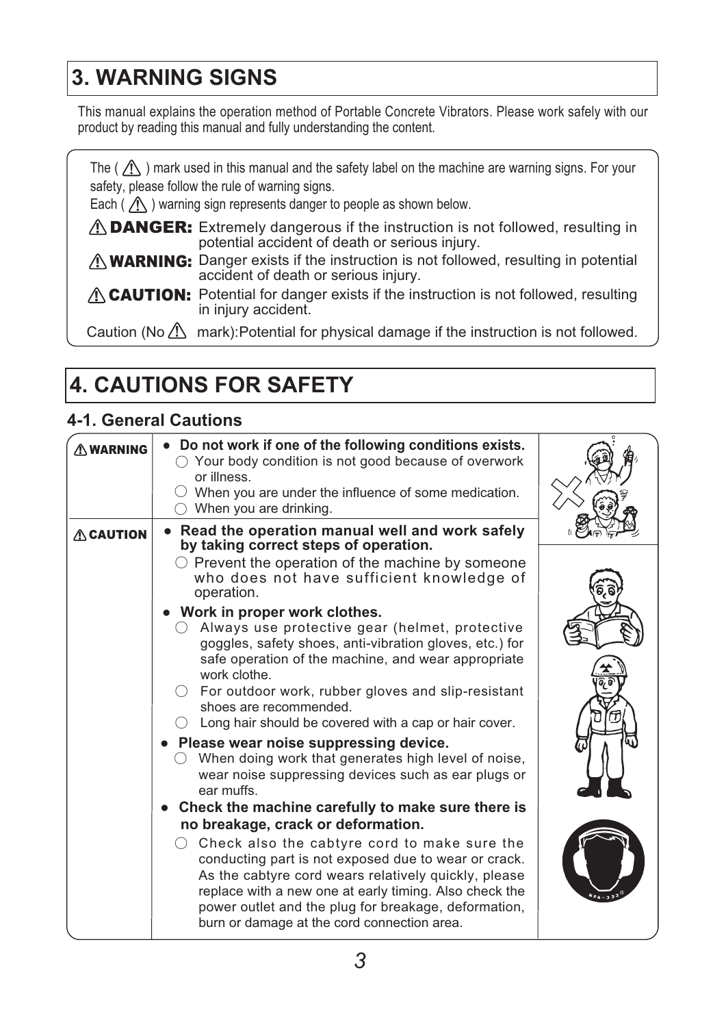## 3. WARNING SIGNS

This manual explains the operation method of Portable Concrete Vibrators. Please work safely with our product by reading this manual and fully understanding the content.

The ( ⚠ ) mark used in this manual and the safety label on the machine are warning signs. For your safety, please follow the rule of warning signs.
Each ( ⚠ ) warning sign represents danger to people as shown below.

**⚠ DANGER:** Extremely dangerous if the instruction is not followed, resulting in potential accident of death or serious injury.

**⚠ WARNING:** Danger exists if the instruction is not followed, resulting in potential accident of death or serious injury.

**⚠ CAUTION:** Potential for danger exists if the instruction is not followed, resulting in injury accident.

Caution (No ⚠ mark):Potential for physical damage if the instruction is not followed.

## 4. CAUTIONS FOR SAFETY

### 4-1. General Cautions

**⚠ WARNING**

- **Do not work if one of the following conditions exists.**
  - ○ Your body condition is not good because of overwork or illness.
  - ○ When you are under the influence of some medication.
  - ○ When you are drinking.

**⚠ CAUTION**

- **Read the operation manual well and work safely by taking correct steps of operation.**
  - ○ Prevent the operation of the machine by someone who does not have sufficient knowledge of operation.
- **Work in proper work clothes.**
  - ○ Always use protective gear (helmet, protective goggles, safety shoes, anti-vibration gloves, etc.) for safe operation of the machine, and wear appropriate work clothe.
  - ○ For outdoor work, rubber gloves and slip-resistant shoes are recommended.
  - ○ Long hair should be covered with a cap or hair cover.
- **Please wear noise suppressing device.**
  - ○ When doing work that generates high level of noise, wear noise suppressing devices such as ear plugs or ear muffs.
- **Check the machine carefully to make sure there is no breakage, crack or deformation.**
  - ○ Check also the cabtyre cord to make sure the conducting part is not exposed due to wear or crack. As the cabtyre cord wears relatively quickly, please replace with a new one at early timing. Also check the power outlet and the plug for breakage, deformation, burn or damage at the cord connection area.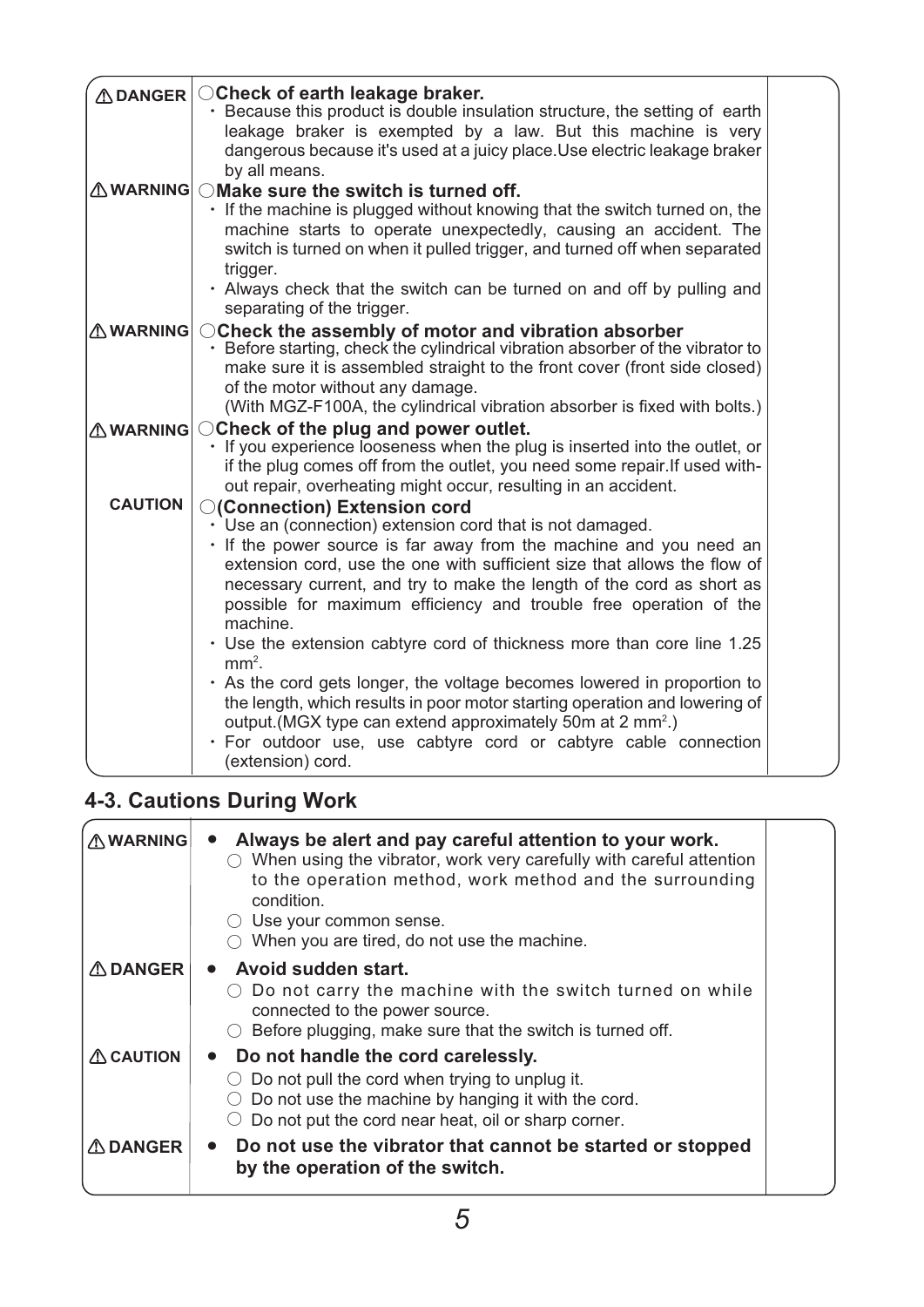| | | |
|---|---|---|
| ⚠ DANGER | ○**Check of earth leakage braker.**<br>・Because this product is double insulation structure, the setting of earth leakage braker is exempted by a law. But this machine is very dangerous because it's used at a juicy place.Use electric leakage braker by all means. | |
| ⚠ WARNING | ○**Make sure the switch is turned off.**<br>・If the machine is plugged without knowing that the switch turned on, the machine starts to operate unexpectedly, causing an accident. The switch is turned on when it pulled trigger, and turned off when separated trigger.<br>・Always check that the switch can be turned on and off by pulling and separating of the trigger. | |
| ⚠ WARNING | ○**Check the assembly of motor and vibration absorber**<br>・Before starting, check the cylindrical vibration absorber of the vibrator to make sure it is assembled straight to the front cover (front side closed) of the motor without any damage.<br>(With MGZ-F100A, the cylindrical vibration absorber is fixed with bolts.) | |
| ⚠ WARNING | ○**Check of the plug and power outlet.**<br>・If you experience looseness when the plug is inserted into the outlet, or if the plug comes off from the outlet, you need some repair.If used without repair, overheating might occur, resulting in an accident. | |
| CAUTION | ○**(Connection) Extension cord**<br>・Use an (connection) extension cord that is not damaged.<br>・If the power source is far away from the machine and you need an extension cord, use the one with sufficient size that allows the flow of necessary current, and try to make the length of the cord as short as possible for maximum efficiency and trouble free operation of the machine.<br>・Use the extension cabtyre cord of thickness more than core line 1.25 $mm^2$.<br>・As the cord gets longer, the voltage becomes lowered in proportion to the length, which results in poor motor starting operation and lowering of output.(MGX type can extend approximately 50m at 2 $mm^2$.)<br>・For outdoor use, use cabtyre cord or cabtyre cable connection (extension) cord. | |

## 4-3. Cautions During Work

| | | |
|---|---|---|
| ⚠ WARNING | • **Always be alert and pay careful attention to your work.**<br>○ When using the vibrator, work very carefully with careful attention to the operation method, work method and the surrounding condition.<br>○ Use your common sense.<br>○ When you are tired, do not use the machine. | |
| ⚠ DANGER | • **Avoid sudden start.**<br>○ Do not carry the machine with the switch turned on while connected to the power source.<br>○ Before plugging, make sure that the switch is turned off. | |
| ⚠ CAUTION | • **Do not handle the cord carelessly.**<br>○ Do not pull the cord when trying to unplug it.<br>○ Do not use the machine by hanging it with the cord.<br>○ Do not put the cord near heat, oil or sharp corner. | |
| ⚠ DANGER | • **Do not use the vibrator that cannot be started or stopped by the operation of the switch.** | |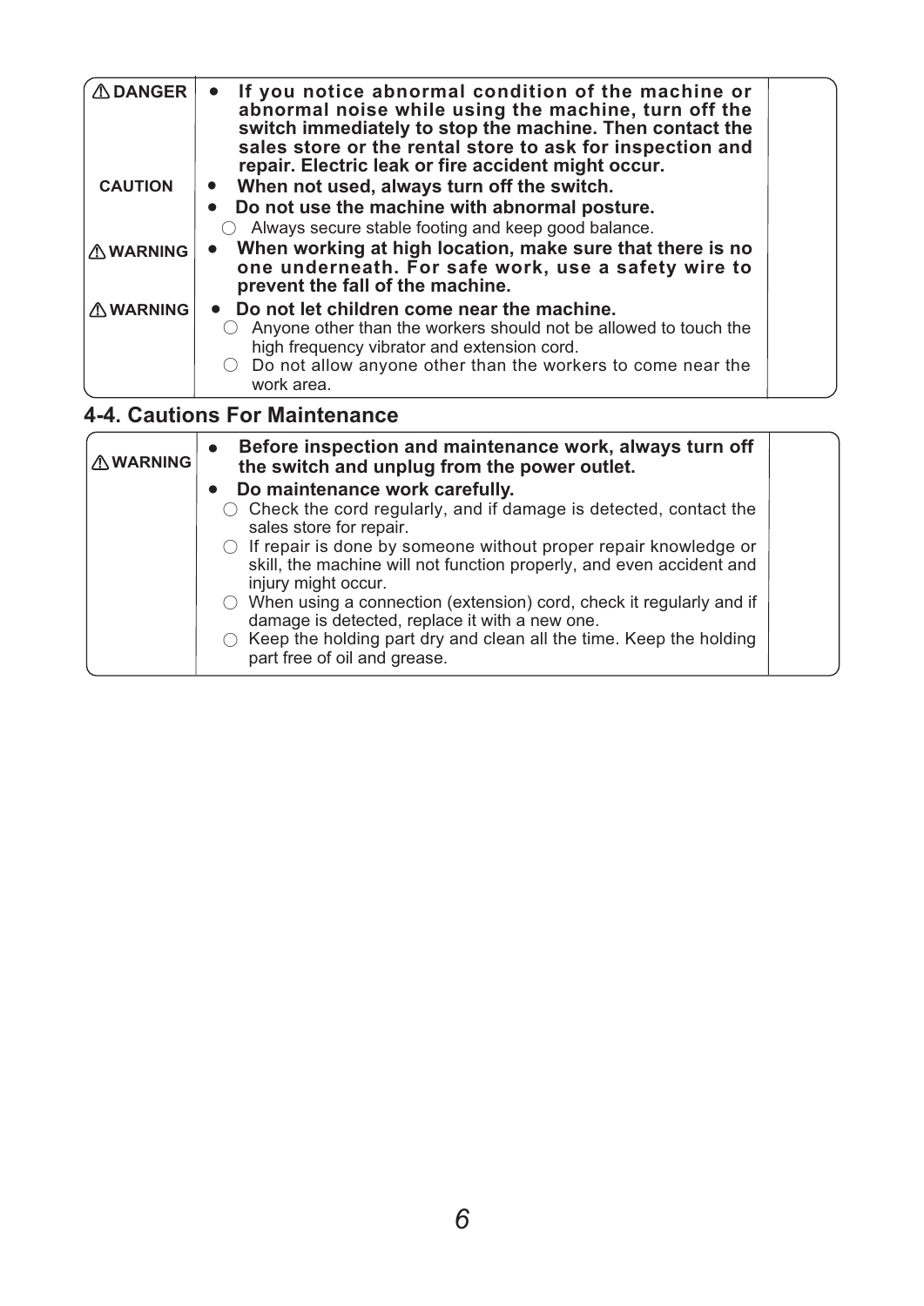| | | |
|---|---|---|
| ⚠DANGER | • **If you notice abnormal condition of the machine or abnormal noise while using the machine, turn off the switch immediately to stop the machine. Then contact the sales store or the rental store to ask for inspection and repair. Electric leak or fire accident might occur.** | |
| CAUTION | • **When not used, always turn off the switch.**<br>• **Do not use the machine with abnormal posture.**<br>○ Always secure stable footing and keep good balance. | |
| ⚠WARNING | • **When working at high location, make sure that there is no one underneath. For safe work, use a safety wire to prevent the fall of the machine.** | |
| ⚠WARNING | • **Do not let children come near the machine.**<br>○ Anyone other than the workers should not be allowed to touch the high frequency vibrator and extension cord.<br>○ Do not allow anyone other than the workers to come near the work area. | |

## 4-4. Cautions For Maintenance

| | | |
|---|---|---|
| ⚠WARNING | • **Before inspection and maintenance work, always turn off the switch and unplug from the power outlet.**<br>• **Do maintenance work carefully.**<br>○ Check the cord regularly, and if damage is detected, contact the sales store for repair.<br>○ If repair is done by someone without proper repair knowledge or skill, the machine will not function properly, and even accident and injury might occur.<br>○ When using a connection (extension) cord, check it regularly and if damage is detected, replace it with a new one.<br>○ Keep the holding part dry and clean all the time. Keep the holding part free of oil and grease. | |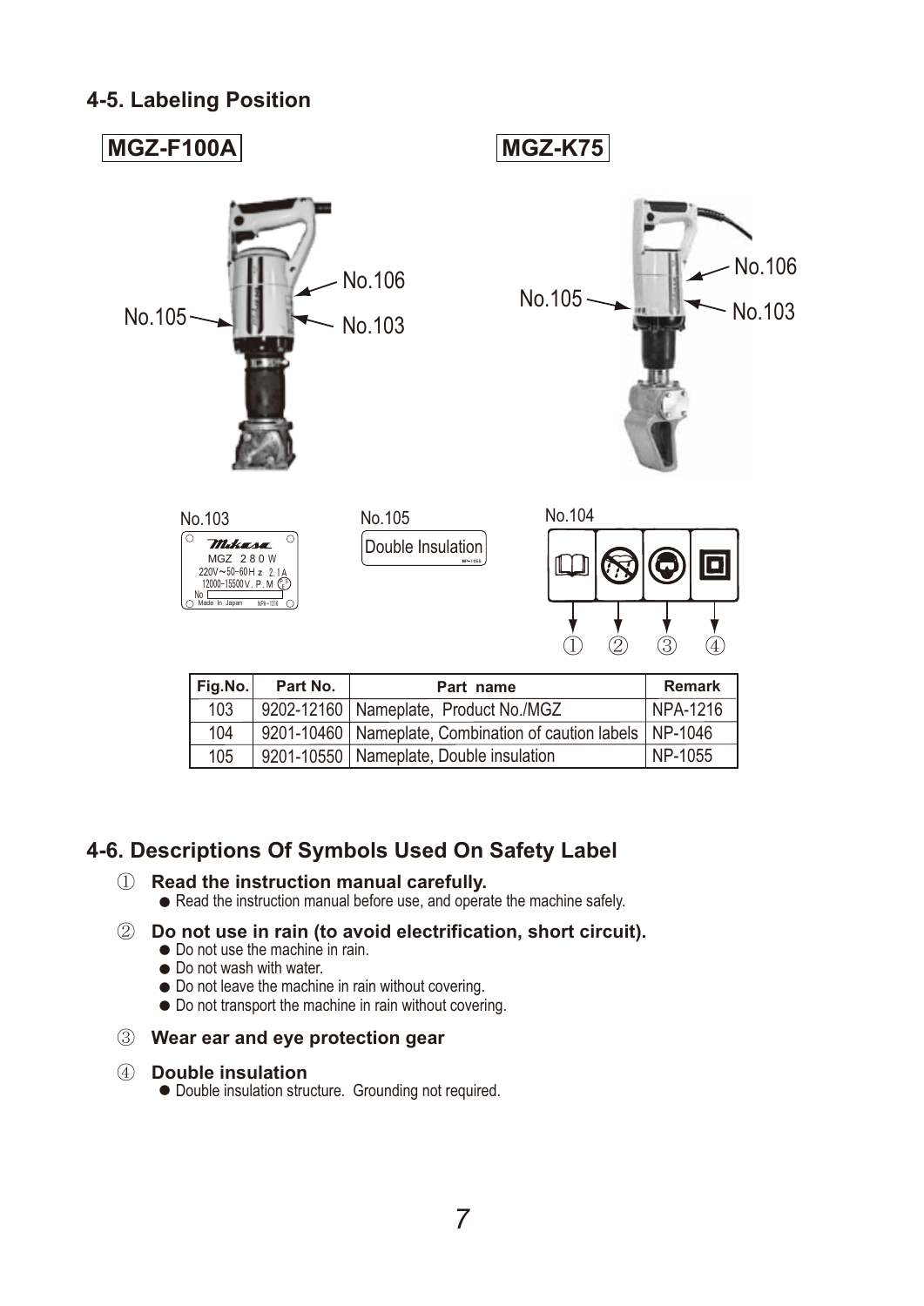## 4-5. Labeling Position

**MGZ-F100A**

No.105 No.106 No.103

**MGZ-K75**

No.105 No.106 No.103

No.103

Mikasa
MGZ 280W
220V～50-60Hz 2.1A
12000-15500V.P.M
No
Made In Japan NPA-1216

No.105

Double Insulation

No.104

① ② ③ ④

| Fig.No. | Part No. | Part name | Remark |
|---|---|---|---|
| 103 | 9202-12160 | Nameplate, Product No./MGZ | NPA-1216 |
| 104 | 9201-10460 | Nameplate, Combination of caution labels | NP-1046 |
| 105 | 9201-10550 | Nameplate, Double insulation | NP-1055 |

## 4-6. Descriptions Of Symbols Used On Safety Label

① **Read the instruction manual carefully.**
- Read the instruction manual before use, and operate the machine safely.

② **Do not use in rain (to avoid electrification, short circuit).**
- Do not use the machine in rain.
- Do not wash with water.
- Do not leave the machine in rain without covering.
- Do not transport the machine in rain without covering.

③ **Wear ear and eye protection gear**

④ **Double insulation**
- Double insulation structure. Grounding not required.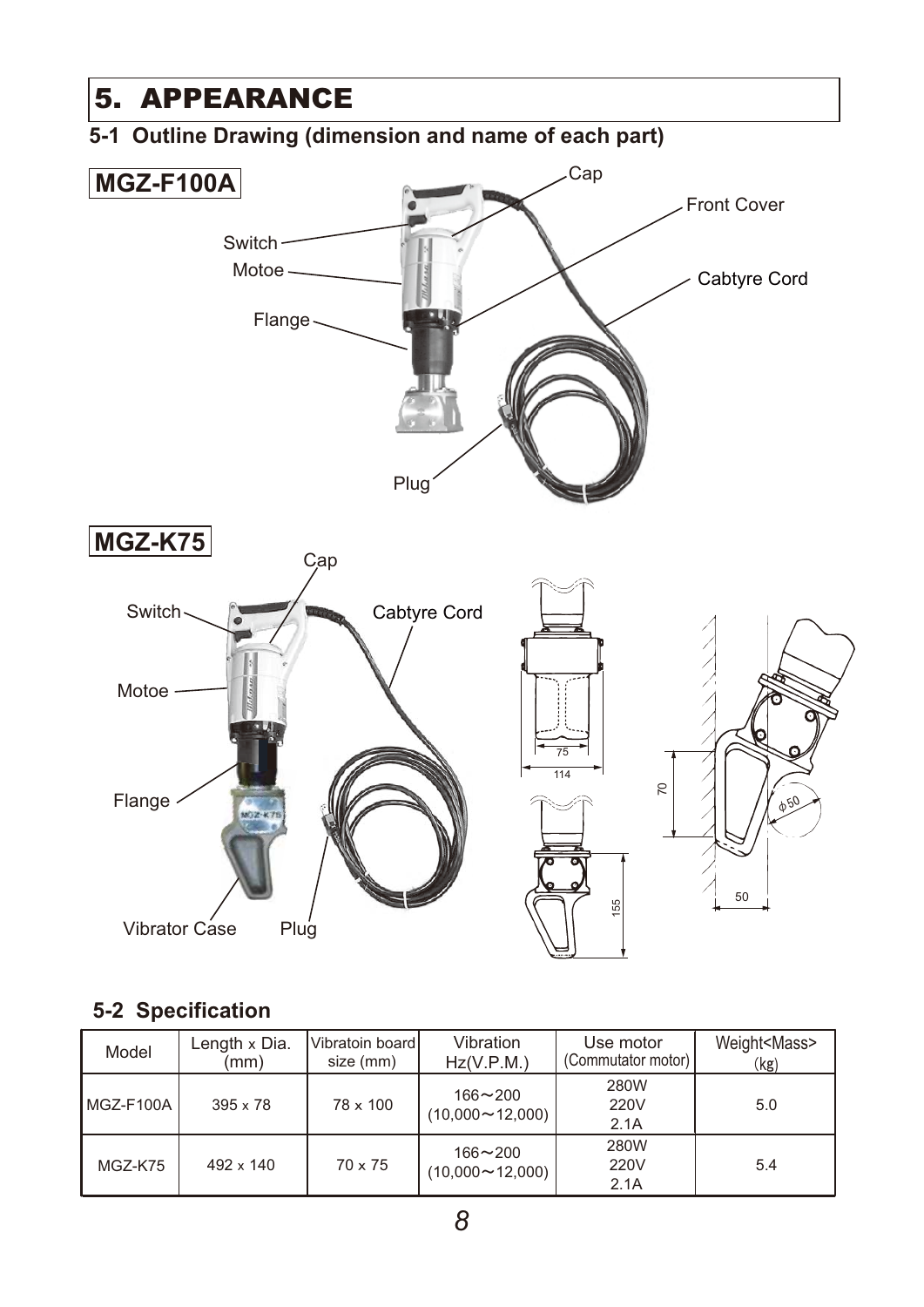# 5. APPEARANCE

## 5-1 Outline Drawing (dimension and name of each part)

**MGZ-F100A**

Cap

Front Cover

Switch

Motoe

Cabtyre Cord

Flange

Plug

**MGZ-K75**

Cap

Switch

Cabtyre Cord

Motoe

Flange

Vibrator Case

Plug

75

114

70

φ50

155

50

## 5-2 Specification

| Model | Length x Dia. (mm) | Vibratoin board size (mm) | Vibration Hz(V.P.M.) | Use motor (Commutator motor) | Weight<Mass> (kg) |
|---|---|---|---|---|---|
| MGZ-F100A | 395 x 78 | 78 x 100 | 166～200 (10,000～12,000) | 280W 220V 2.1A | 5.0 |
| MGZ-K75 | 492 x 140 | 70 x 75 | 166～200 (10,000～12,000) | 280W 220V 2.1A | 5.4 |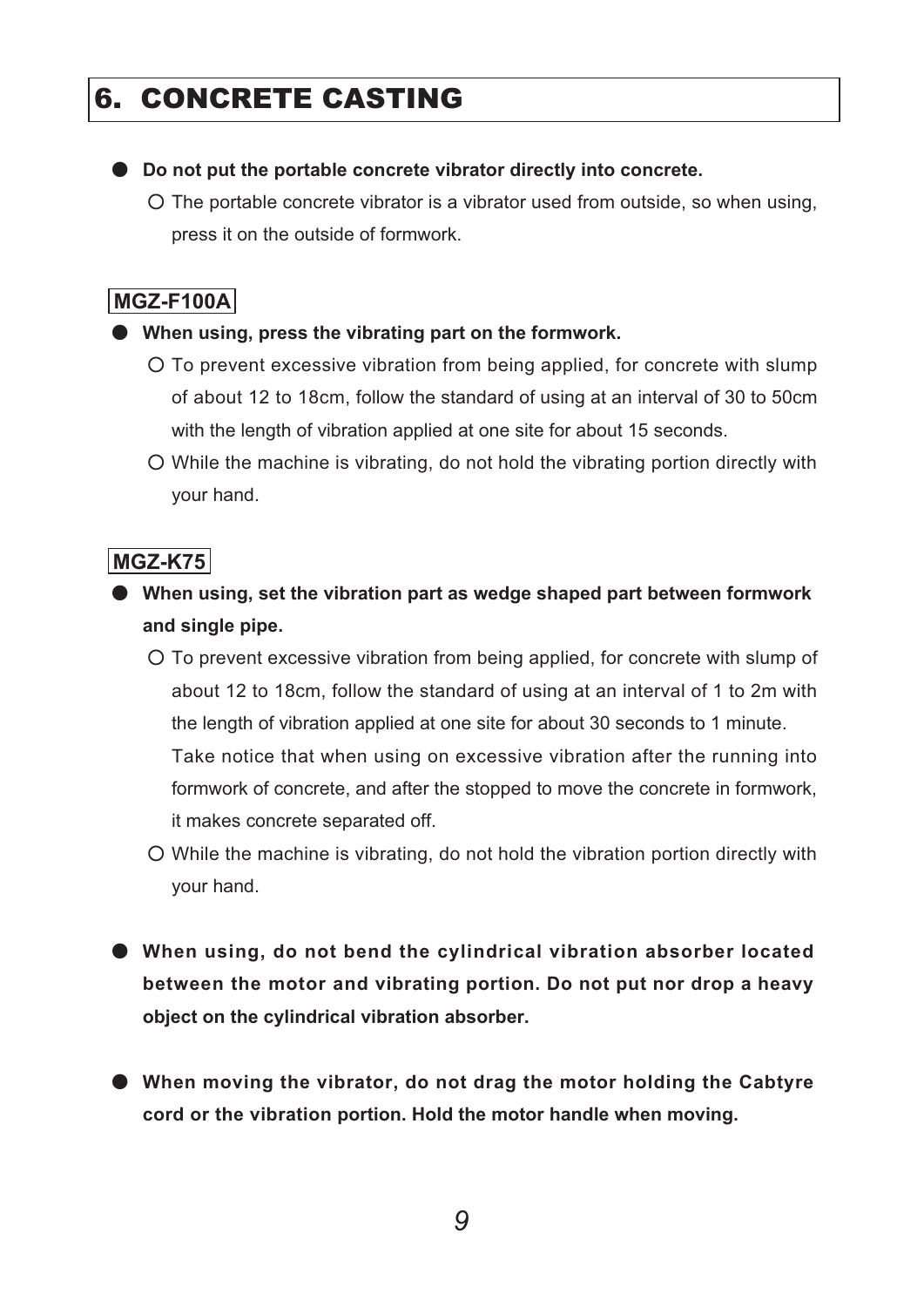# 6. CONCRETE CASTING

- **Do not put the portable concrete vibrator directly into concrete.**
  - ○ The portable concrete vibrator is a vibrator used from outside, so when using, press it on the outside of formwork.

**MGZ-F100A**

- **When using, press the vibrating part on the formwork.**
  - ○ To prevent excessive vibration from being applied, for concrete with slump of about 12 to 18cm, follow the standard of using at an interval of 30 to 50cm with the length of vibration applied at one site for about 15 seconds.
  - ○ While the machine is vibrating, do not hold the vibrating portion directly with your hand.

**MGZ-K75**

- **When using, set the vibration part as wedge shaped part between formwork and single pipe.**
  - ○ To prevent excessive vibration from being applied, for concrete with slump of about 12 to 18cm, follow the standard of using at an interval of 1 to 2m with the length of vibration applied at one site for about 30 seconds to 1 minute. Take notice that when using on excessive vibration after the running into formwork of concrete, and after the stopped to move the concrete in formwork, it makes concrete separated off.
  - ○ While the machine is vibrating, do not hold the vibration portion directly with your hand.

- **When using, do not bend the cylindrical vibration absorber located between the motor and vibrating portion. Do not put nor drop a heavy object on the cylindrical vibration absorber.**

- **When moving the vibrator, do not drag the motor holding the Cabtyre cord or the vibration portion. Hold the motor handle when moving.**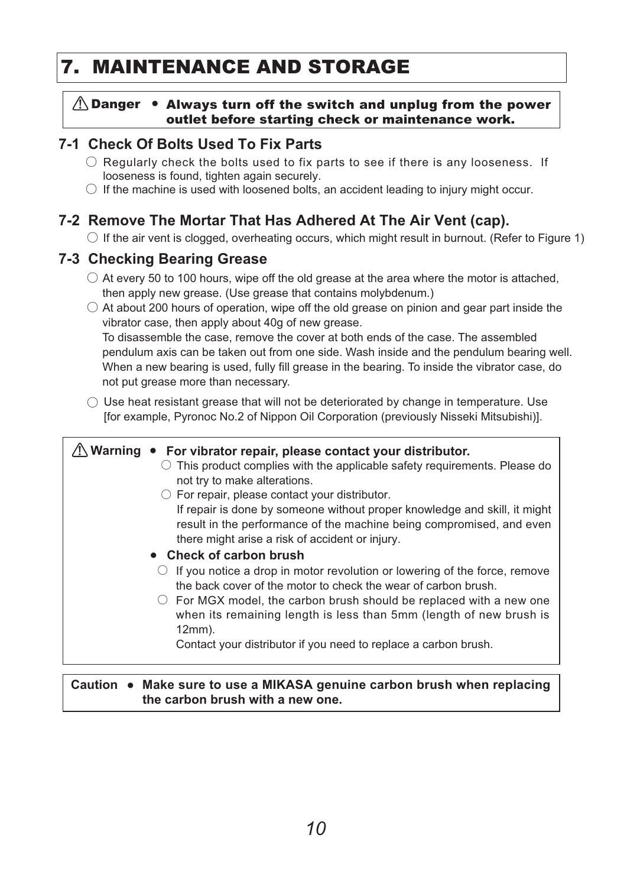# 7. MAINTENANCE AND STORAGE

> ⚠ **Danger** • **Always turn off the switch and unplug from the power outlet before starting check or maintenance work.**

## 7-1 Check Of Bolts Used To Fix Parts

- ○ Regularly check the bolts used to fix parts to see if there is any looseness. If looseness is found, tighten again securely.
- ○ If the machine is used with loosened bolts, an accident leading to injury might occur.

## 7-2 Remove The Mortar That Has Adhered At The Air Vent (cap).

- ○ If the air vent is clogged, overheating occurs, which might result in burnout. (Refer to Figure 1)

## 7-3 Checking Bearing Grease

- ○ At every 50 to 100 hours, wipe off the old grease at the area where the motor is attached, then apply new grease. (Use grease that contains molybdenum.)
- ○ At about 200 hours of operation, wipe off the old grease on pinion and gear part inside the vibrator case, then apply about 40g of new grease.
  To disassemble the case, remove the cover at both ends of the case. The assembled pendulum axis can be taken out from one side. Wash inside and the pendulum bearing well. When a new bearing is used, fully fill grease in the bearing. To inside the vibrator case, do not put grease more than necessary.
- ○ Use heat resistant grease that will not be deteriorated by change in temperature. Use [for example, Pyronoc No.2 of Nippon Oil Corporation (previously Nisseki Mitsubishi)].

> ⚠ **Warning** • **For vibrator repair, please contact your distributor.**
>
> - ○ This product complies with the applicable safety requirements. Please do not try to make alterations.
> - ○ For repair, please contact your distributor.
>   If repair is done by someone without proper knowledge and skill, it might result in the performance of the machine being compromised, and even there might arise a risk of accident or injury.
>
> • **Check of carbon brush**
>
> - ○ If you notice a drop in motor revolution or lowering of the force, remove the back cover of the motor to check the wear of carbon brush.
> - ○ For MGX model, the carbon brush should be replaced with a new one when its remaining length is less than 5mm (length of new brush is 12mm).
>   Contact your distributor if you need to replace a carbon brush.

> **Caution** • **Make sure to use a MIKASA genuine carbon brush when replacing the carbon brush with a new one.**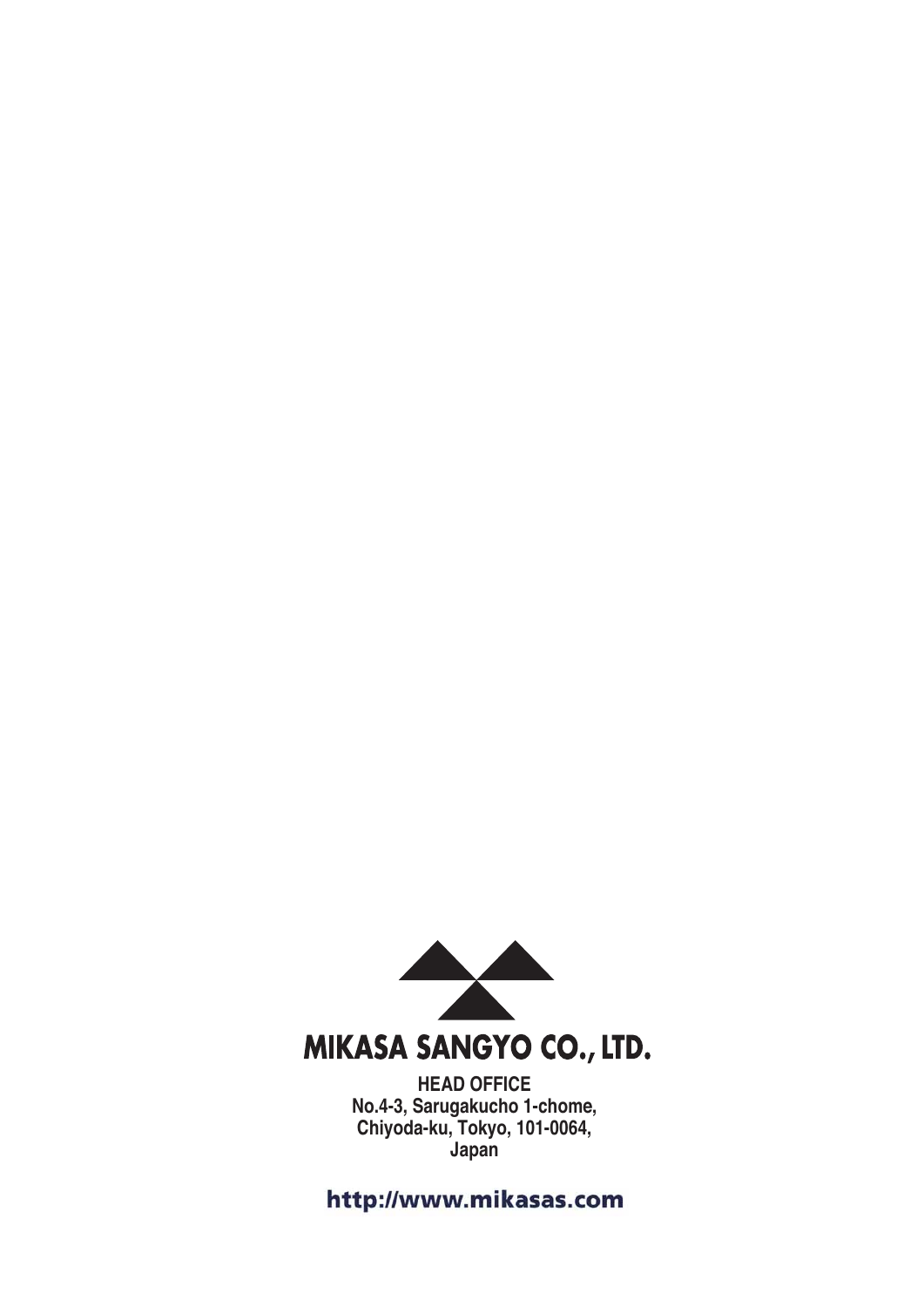**MIKASA SANGYO CO., LTD.**

**HEAD OFFICE**
**No.4-3, Sarugakucho 1-chome,**
**Chiyoda-ku, Tokyo, 101-0064,**
**Japan**

**http://www.mikasas.com**